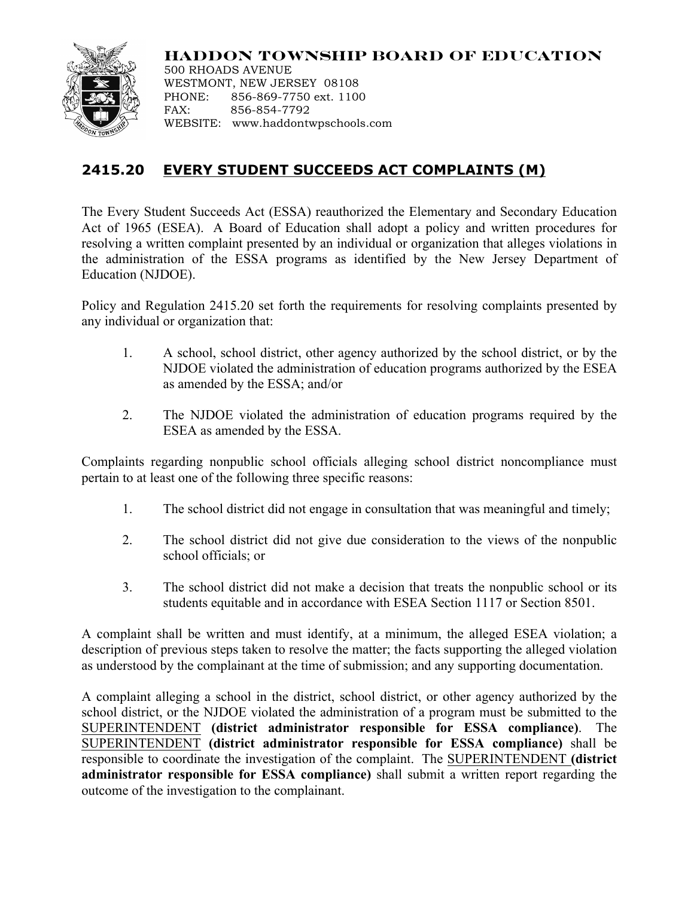**HADDON TOWNSHIP BOARD OF EDUCATION**

500 RHOADS AVENUE
WESTMONT, NEW JERSEY 08108
PHONE: 856-869-7750 ext. 1100
FAX: 856-854-7792
WEBSITE: www.haddontwpschools.com

## 2415.20 EVERY STUDENT SUCCEEDS ACT COMPLAINTS (M)

The Every Student Succeeds Act (ESSA) reauthorized the Elementary and Secondary Education Act of 1965 (ESEA). A Board of Education shall adopt a policy and written procedures for resolving a written complaint presented by an individual or organization that alleges violations in the administration of the ESSA programs as identified by the New Jersey Department of Education (NJDOE).

Policy and Regulation 2415.20 set forth the requirements for resolving complaints presented by any individual or organization that:

1. A school, school district, other agency authorized by the school district, or by the NJDOE violated the administration of education programs authorized by the ESEA as amended by the ESSA; and/or

2. The NJDOE violated the administration of education programs required by the ESEA as amended by the ESSA.

Complaints regarding nonpublic school officials alleging school district noncompliance must pertain to at least one of the following three specific reasons:

1. The school district did not engage in consultation that was meaningful and timely;

2. The school district did not give due consideration to the views of the nonpublic school officials; or

3. The school district did not make a decision that treats the nonpublic school or its students equitable and in accordance with ESEA Section 1117 or Section 8501.

A complaint shall be written and must identify, at a minimum, the alleged ESEA violation; a description of previous steps taken to resolve the matter; the facts supporting the alleged violation as understood by the complainant at the time of submission; and any supporting documentation.

A complaint alleging a school in the district, school district, or other agency authorized by the school district, or the NJDOE violated the administration of a program must be submitted to the SUPERINTENDENT **(district administrator responsible for ESSA compliance)**. The SUPERINTENDENT **(district administrator responsible for ESSA compliance)** shall be responsible to coordinate the investigation of the complaint. The SUPERINTENDENT **(district administrator responsible for ESSA compliance)** shall submit a written report regarding the outcome of the investigation to the complainant.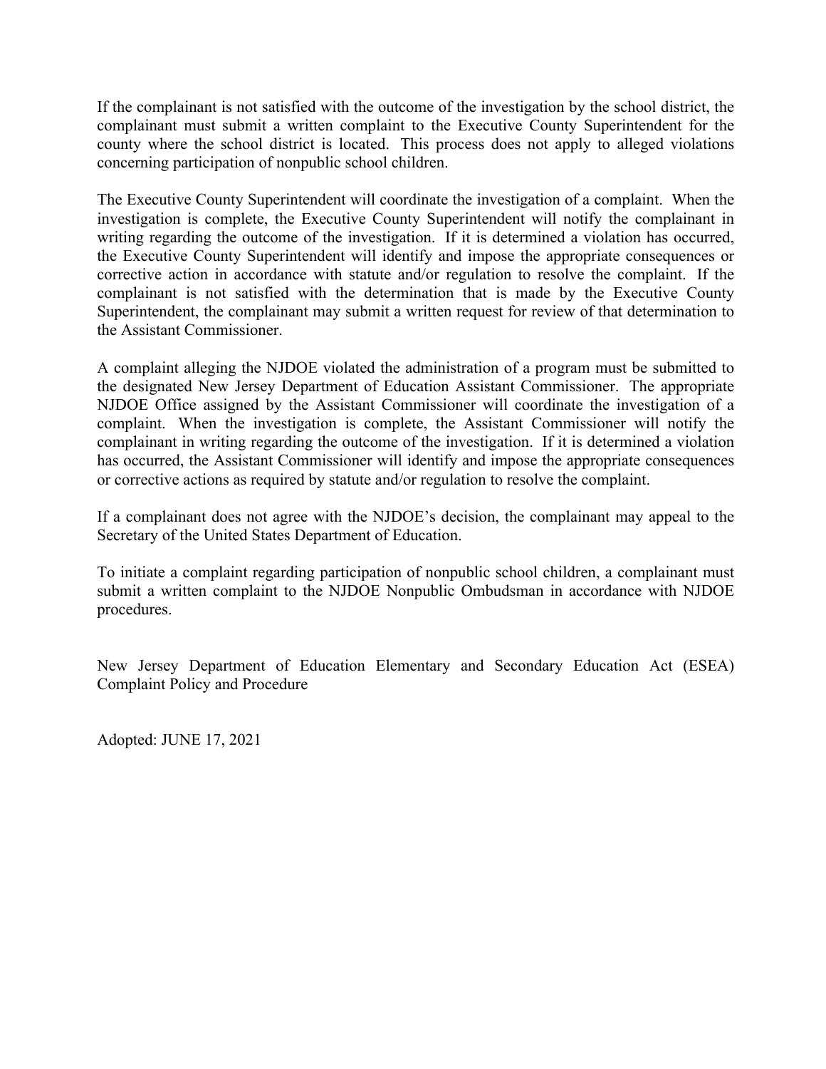If the complainant is not satisfied with the outcome of the investigation by the school district, the complainant must submit a written complaint to the Executive County Superintendent for the county where the school district is located. This process does not apply to alleged violations concerning participation of nonpublic school children.

The Executive County Superintendent will coordinate the investigation of a complaint. When the investigation is complete, the Executive County Superintendent will notify the complainant in writing regarding the outcome of the investigation. If it is determined a violation has occurred, the Executive County Superintendent will identify and impose the appropriate consequences or corrective action in accordance with statute and/or regulation to resolve the complaint. If the complainant is not satisfied with the determination that is made by the Executive County Superintendent, the complainant may submit a written request for review of that determination to the Assistant Commissioner.

A complaint alleging the NJDOE violated the administration of a program must be submitted to the designated New Jersey Department of Education Assistant Commissioner. The appropriate NJDOE Office assigned by the Assistant Commissioner will coordinate the investigation of a complaint. When the investigation is complete, the Assistant Commissioner will notify the complainant in writing regarding the outcome of the investigation. If it is determined a violation has occurred, the Assistant Commissioner will identify and impose the appropriate consequences or corrective actions as required by statute and/or regulation to resolve the complaint.

If a complainant does not agree with the NJDOE's decision, the complainant may appeal to the Secretary of the United States Department of Education.

To initiate a complaint regarding participation of nonpublic school children, a complainant must submit a written complaint to the NJDOE Nonpublic Ombudsman in accordance with NJDOE procedures.

New Jersey Department of Education Elementary and Secondary Education Act (ESEA) Complaint Policy and Procedure

Adopted: JUNE 17, 2021